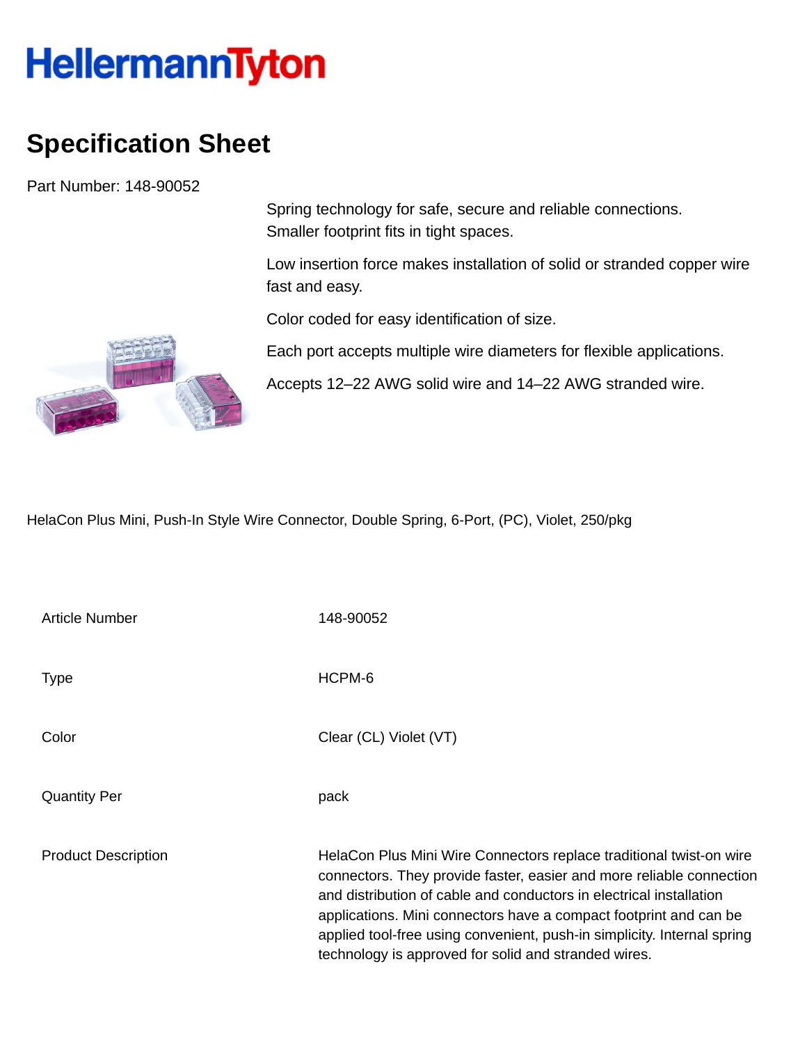HellermannTyton

# Specification Sheet

Part Number: 148-90052

Spring technology for safe, secure and reliable connections.
Smaller footprint fits in tight spaces.

Low insertion force makes installation of solid or stranded copper wire fast and easy.

Color coded for easy identification of size.

Each port accepts multiple wire diameters for flexible applications.

Accepts 12–22 AWG solid wire and 14–22 AWG stranded wire.

HelaCon Plus Mini, Push-In Style Wire Connector, Double Spring, 6-Port, (PC), Violet, 250/pkg

| | |
|---|---|
| Article Number | 148-90052 |
| Type | HCPM-6 |
| Color | Clear (CL) Violet (VT) |
| Quantity Per | pack |
| Product Description | HelaCon Plus Mini Wire Connectors replace traditional twist-on wire connectors. They provide faster, easier and more reliable connection and distribution of cable and conductors in electrical installation applications. Mini connectors have a compact footprint and can be applied tool-free using convenient, push-in simplicity. Internal spring technology is approved for solid and stranded wires. |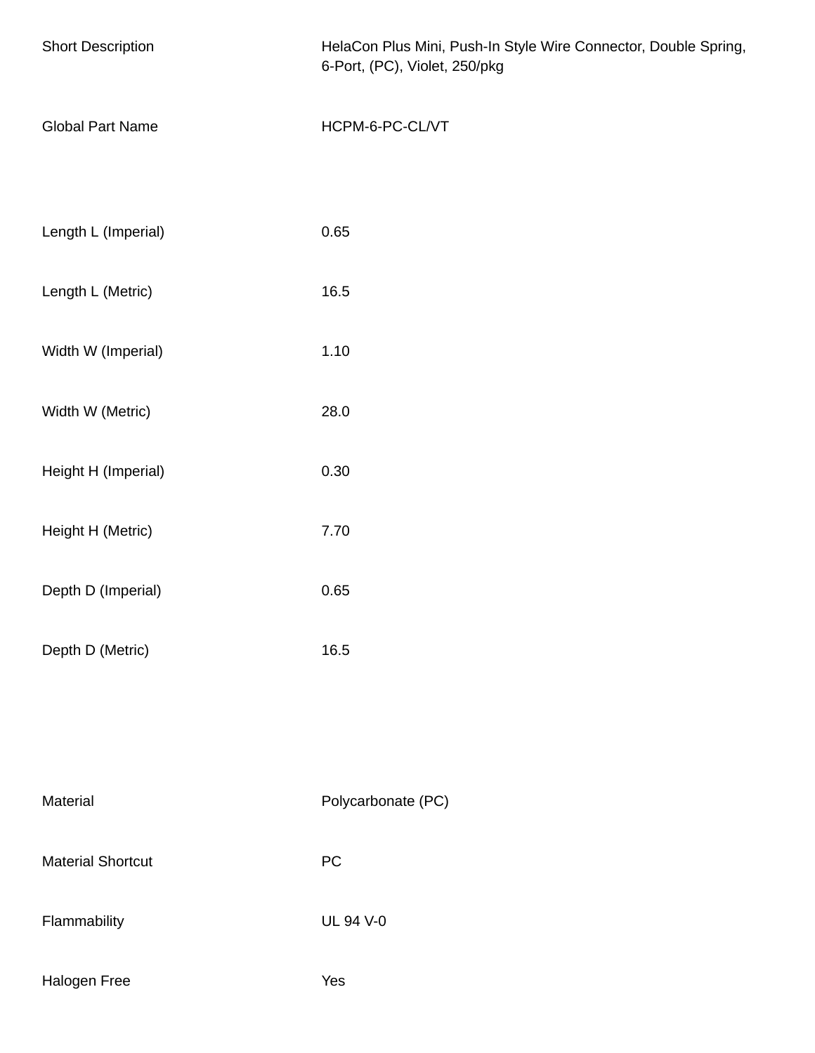| | |
|---|---|
| Short Description | HelaCon Plus Mini, Push-In Style Wire Connector, Double Spring, 6-Port, (PC), Violet, 250/pkg |
| Global Part Name | HCPM-6-PC-CL/VT |

| | |
|---|---|
| Length L (Imperial) | 0.65 |
| Length L (Metric) | 16.5 |
| Width W (Imperial) | 1.10 |
| Width W (Metric) | 28.0 |
| Height H (Imperial) | 0.30 |
| Height H (Metric) | 7.70 |
| Depth D (Imperial) | 0.65 |
| Depth D (Metric) | 16.5 |

| | |
|---|---|
| Material | Polycarbonate (PC) |
| Material Shortcut | PC |
| Flammability | UL 94 V-0 |
| Halogen Free | Yes |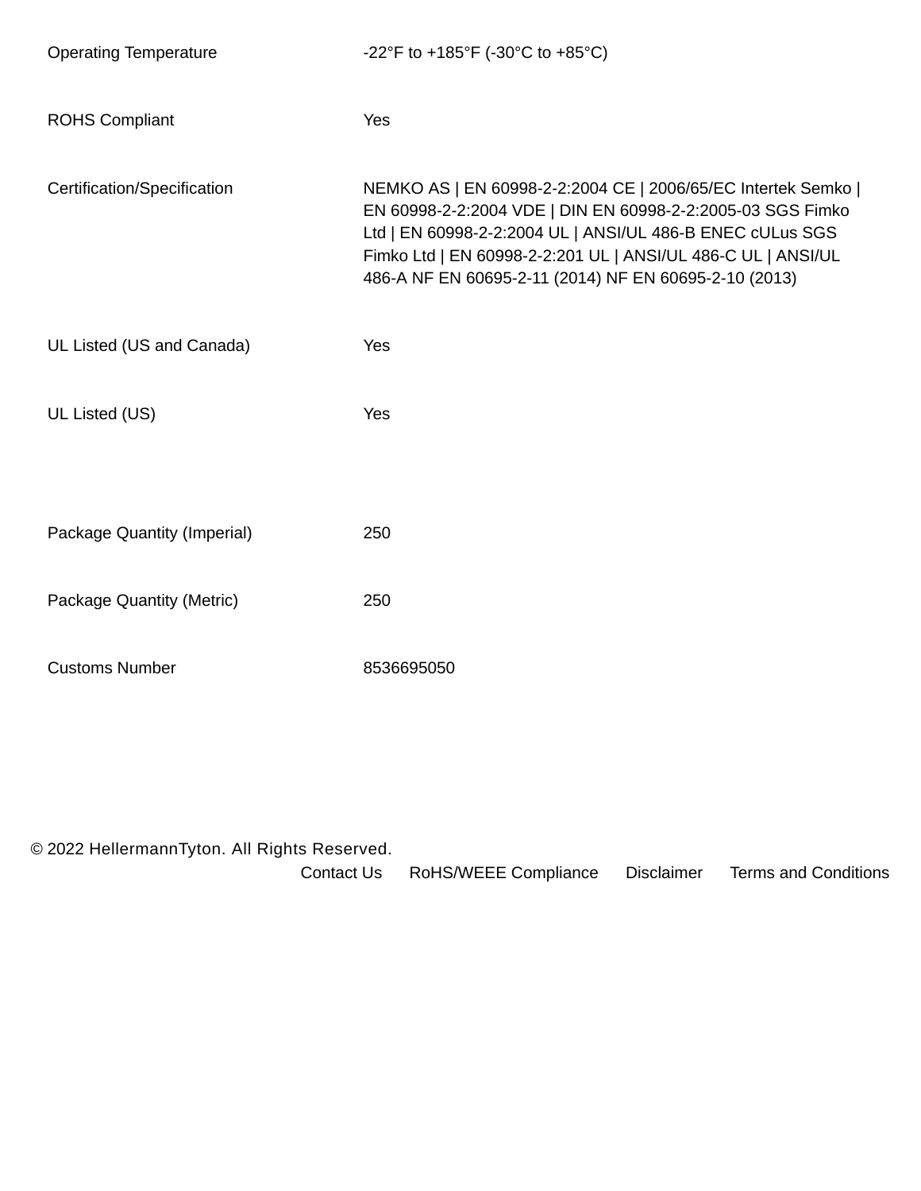| | |
|---|---|
| Operating Temperature | -22°F to +185°F (-30°C to +85°C) |
| ROHS Compliant | Yes |
| Certification/Specification | NEMKO AS \| EN 60998-2-2:2004 CE \| 2006/65/EC Intertek Semko \| EN 60998-2-2:2004 VDE \| DIN EN 60998-2-2:2005-03 SGS Fimko Ltd \| EN 60998-2-2:2004 UL \| ANSI/UL 486-B ENEC cULus SGS Fimko Ltd \| EN 60998-2-2:201 UL \| ANSI/UL 486-C UL \| ANSI/UL 486-A NF EN 60695-2-11 (2014) NF EN 60695-2-10 (2013) |
| UL Listed (US and Canada) | Yes |
| UL Listed (US) | Yes |
| Package Quantity (Imperial) | 250 |
| Package Quantity (Metric) | 250 |
| Customs Number | 8536695050 |

© 2022 HellermannTyton. All Rights Reserved.

Contact Us RoHS/WEEE Compliance Disclaimer Terms and Conditions